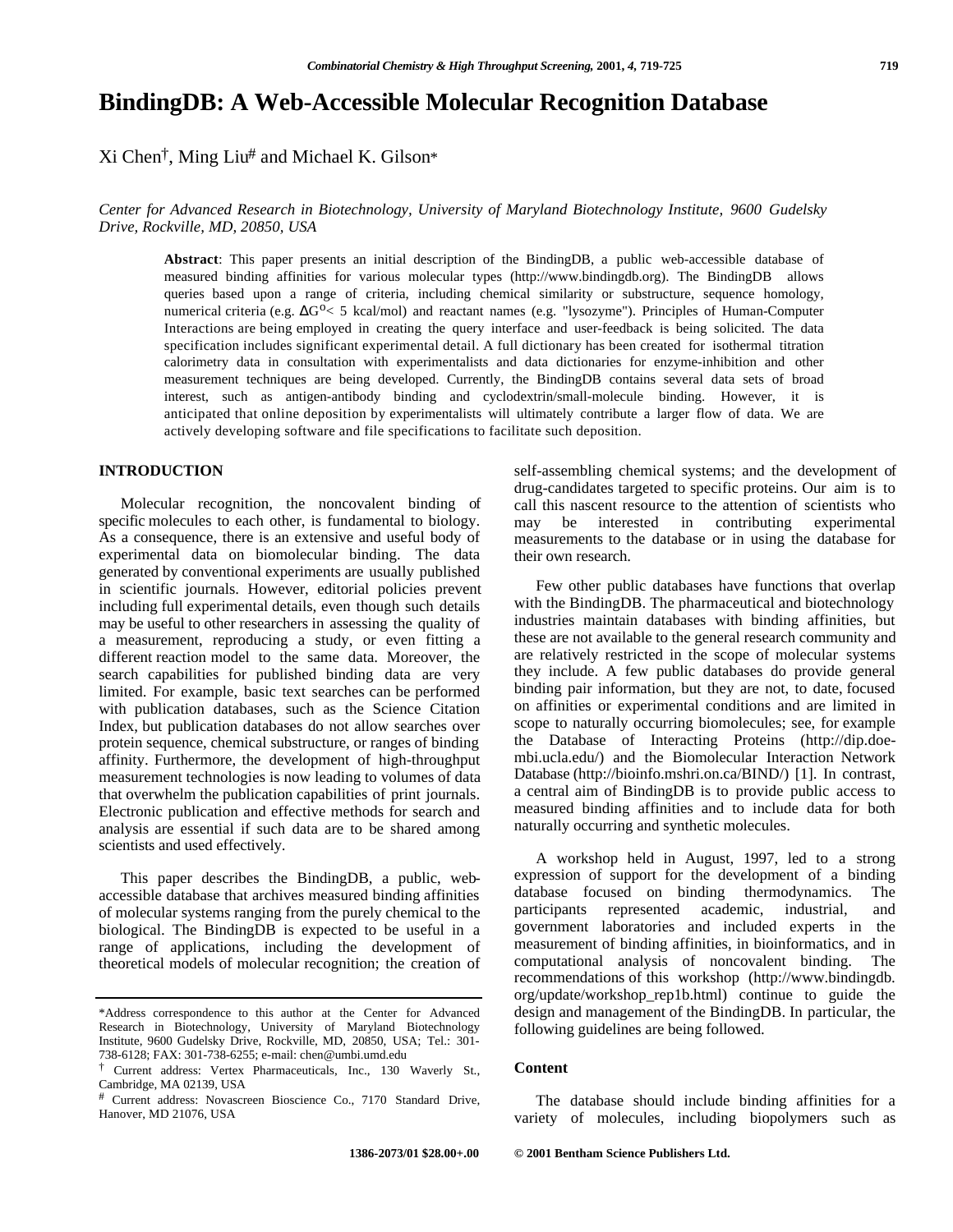# BindingDB: A Web-Accessible Molecular Recognition Database

Xi Chen[†], Ming Liu[#] and Michael K. Gilson[*]

*Center for Advanced Research in Biotechnology, University of Maryland Biotechnology Institute, 9600 Gudelsky Drive, Rockville, MD, 20850, USA*

**Abstract**: This paper presents an initial description of the BindingDB, a public web-accessible database of measured binding affinities for various molecular types (http://www.bindingdb.org). The BindingDB allows queries based upon a range of criteria, including chemical similarity or substructure, sequence homology, numerical criteria (e.g. $\Delta G^o < 5$ kcal/mol) and reactant names (e.g. "lysozyme"). Principles of Human-Computer Interactions are being employed in creating the query interface and user-feedback is being solicited. The data specification includes significant experimental detail. A full dictionary has been created for isothermal titration calorimetry data in consultation with experimentalists and data dictionaries for enzyme-inhibition and other measurement techniques are being developed. Currently, the BindingDB contains several data sets of broad interest, such as antigen-antibody binding and cyclodextrin/small-molecule binding. However, it is anticipated that online deposition by experimentalists will ultimately contribute a larger flow of data. We are actively developing software and file specifications to facilitate such deposition.

## INTRODUCTION

Molecular recognition, the noncovalent binding of specific molecules to each other, is fundamental to biology. As a consequence, there is an extensive and useful body of experimental data on biomolecular binding. The data generated by conventional experiments are usually published in scientific journals. However, editorial policies prevent including full experimental details, even though such details may be useful to other researchers in assessing the quality of a measurement, reproducing a study, or even fitting a different reaction model to the same data. Moreover, the search capabilities for published binding data are very limited. For example, basic text searches can be performed with publication databases, such as the Science Citation Index, but publication databases do not allow searches over protein sequence, chemical substructure, or ranges of binding affinity. Furthermore, the development of high-throughput measurement technologies is now leading to volumes of data that overwhelm the publication capabilities of print journals. Electronic publication and effective methods for search and analysis are essential if such data are to be shared among scientists and used effectively.

This paper describes the BindingDB, a public, web-accessible database that archives measured binding affinities of molecular systems ranging from the purely chemical to the biological. The BindingDB is expected to be useful in a range of applications, including the development of theoretical models of molecular recognition; the creation of self-assembling chemical systems; and the development of drug-candidates targeted to specific proteins. Our aim is to call this nascent resource to the attention of scientists who may be interested in contributing experimental measurements to the database or in using the database for their own research.

Few other public databases have functions that overlap with the BindingDB. The pharmaceutical and biotechnology industries maintain databases with binding affinities, but these are not available to the general research community and are relatively restricted in the scope of molecular systems they include. A few public databases do provide general binding pair information, but they are not, to date, focused on affinities or experimental conditions and are limited in scope to naturally occurring biomolecules; see, for example the Database of Interacting Proteins (http://dip.doe-mbi.ucla.edu/) and the Biomolecular Interaction Network Database (http://bioinfo.mshri.on.ca/BIND/) [1]. In contrast, a central aim of BindingDB is to provide public access to measured binding affinities and to include data for both naturally occurring and synthetic molecules.

A workshop held in August, 1997, led to a strong expression of support for the development of a binding database focused on binding thermodynamics. The participants represented academic, industrial, and government laboratories and included experts in the measurement of binding affinities, in bioinformatics, and in computational analysis of noncovalent binding. The recommendations of this workshop (http://www.bindingdb.org/update/workshop_rep1b.html) continue to guide the design and management of the BindingDB. In particular, the following guidelines are being followed.

### Content

The database should include binding affinities for a variety of molecules, including biopolymers such as

---

*Address correspondence to this author at the Center for Advanced Research in Biotechnology, University of Maryland Biotechnology Institute, 9600 Gudelsky Drive, Rockville, MD, 20850, USA; Tel.: 301-738-6128; FAX: 301-738-6255; e-mail: chen@umbi.umd.edu

[†] Current address: Vertex Pharmaceuticals, Inc., 130 Waverly St., Cambridge, MA 02139, USA

[#] Current address: Novascreen Bioscience Co., 7170 Standard Drive, Hanover, MD 21076, USA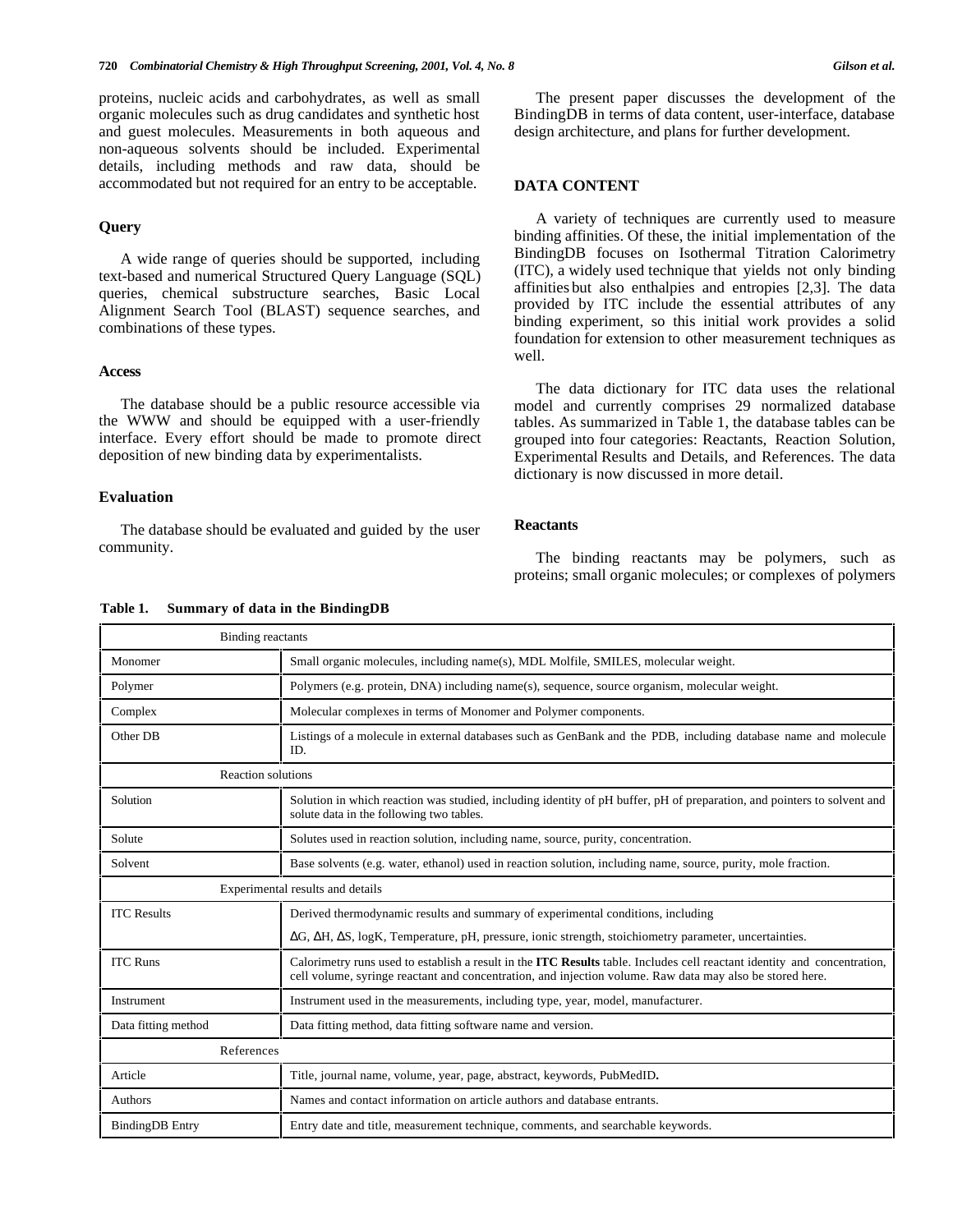proteins, nucleic acids and carbohydrates, as well as small organic molecules such as drug candidates and synthetic host and guest molecules. Measurements in both aqueous and non-aqueous solvents should be included. Experimental details, including methods and raw data, should be accommodated but not required for an entry to be acceptable.

### Query

A wide range of queries should be supported, including text-based and numerical Structured Query Language (SQL) queries, chemical substructure searches, Basic Local Alignment Search Tool (BLAST) sequence searches, and combinations of these types.

### Access

The database should be a public resource accessible via the WWW and should be equipped with a user-friendly interface. Every effort should be made to promote direct deposition of new binding data by experimentalists.

### Evaluation

The database should be evaluated and guided by the user community.

The present paper discusses the development of the BindingDB in terms of data content, user-interface, database design architecture, and plans for further development.

## DATA CONTENT

A variety of techniques are currently used to measure binding affinities. Of these, the initial implementation of the BindingDB focuses on Isothermal Titration Calorimetry (ITC), a widely used technique that yields not only binding affinities but also enthalpies and entropies [2,3]. The data provided by ITC include the essential attributes of any binding experiment, so this initial work provides a solid foundation for extension to other measurement techniques as well.

The data dictionary for ITC data uses the relational model and currently comprises 29 normalized database tables. As summarized in Table 1, the database tables can be grouped into four categories: Reactants, Reaction Solution, Experimental Results and Details, and References. The data dictionary is now discussed in more detail.

### Reactants

The binding reactants may be polymers, such as proteins; small organic molecules; or complexes of polymers

**Table 1. Summary of data in the BindingDB**

| Binding reactants | |
|---|---|
| Monomer | Small organic molecules, including name(s), MDL Molfile, SMILES, molecular weight. |
| Polymer | Polymers (e.g. protein, DNA) including name(s), sequence, source organism, molecular weight. |
| Complex | Molecular complexes in terms of Monomer and Polymer components. |
| Other DB | Listings of a molecule in external databases such as GenBank and the PDB, including database name and molecule ID. |
| **Reaction solutions** | |
| Solution | Solution in which reaction was studied, including identity of pH buffer, pH of preparation, and pointers to solvent and solute data in the following two tables. |
| Solute | Solutes used in reaction solution, including name, source, purity, concentration. |
| Solvent | Base solvents (e.g. water, ethanol) used in reaction solution, including name, source, purity, mole fraction. |
| **Experimental results and details** | |
| ITC Results | Derived thermodynamic results and summary of experimental conditions, including $\Delta$G, $\Delta$H, $\Delta$S, logK, Temperature, pH, pressure, ionic strength, stoichiometry parameter, uncertainties. |
| ITC Runs | Calorimetry runs used to establish a result in the **ITC Results** table. Includes cell reactant identity and concentration, cell volume, syringe reactant and concentration, and injection volume. Raw data may also be stored here. |
| Instrument | Instrument used in the measurements, including type, year, model, manufacturer. |
| Data fitting method | Data fitting method, data fitting software name and version. |
| **References** | |
| Article | Title, journal name, volume, year, page, abstract, keywords, PubMedID. |
| Authors | Names and contact information on article authors and database entrants. |
| BindingDB Entry | Entry date and title, measurement technique, comments, and searchable keywords. |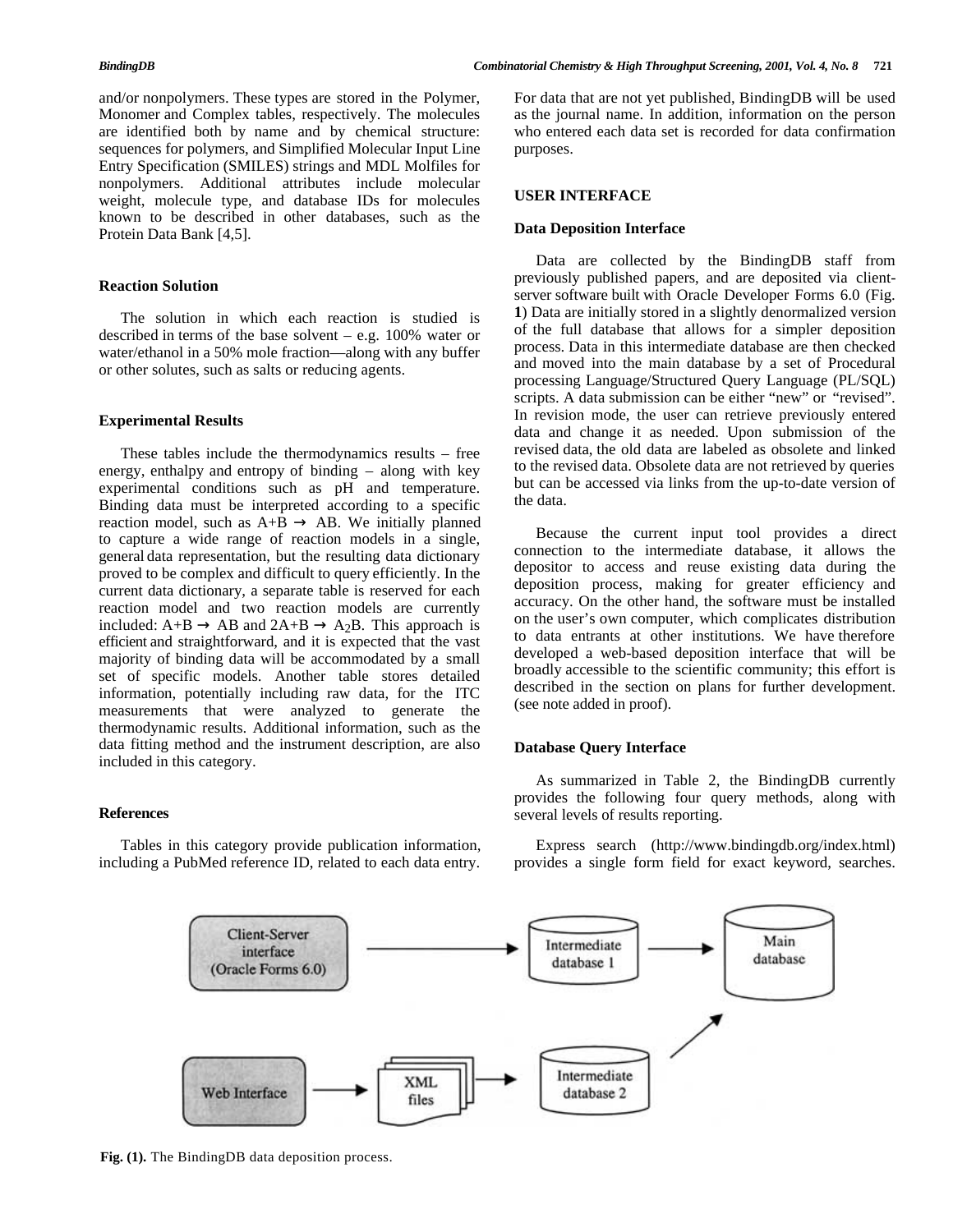and/or nonpolymers. These types are stored in the Polymer, Monomer and Complex tables, respectively. The molecules are identified both by name and by chemical structure: sequences for polymers, and Simplified Molecular Input Line Entry Specification (SMILES) strings and MDL Molfiles for nonpolymers. Additional attributes include molecular weight, molecule type, and database IDs for molecules known to be described in other databases, such as the Protein Data Bank [4,5].

### Reaction Solution

The solution in which each reaction is studied is described in terms of the base solvent – e.g. 100% water or water/ethanol in a 50% mole fraction—along with any buffer or other solutes, such as salts or reducing agents.

### Experimental Results

These tables include the thermodynamics results – free energy, enthalpy and entropy of binding – along with key experimental conditions such as pH and temperature. Binding data must be interpreted according to a specific reaction model, such as $A+B \rightarrow AB$. We initially planned to capture a wide range of reaction models in a single, general data representation, but the resulting data dictionary proved to be complex and difficult to query efficiently. In the current data dictionary, a separate table is reserved for each reaction model and two reaction models are currently included: $A+B \rightarrow AB$ and $2A+B \rightarrow A_2B$. This approach is efficient and straightforward, and it is expected that the vast majority of binding data will be accommodated by a small set of specific models. Another table stores detailed information, potentially including raw data, for the ITC measurements that were analyzed to generate the thermodynamic results. Additional information, such as the data fitting method and the instrument description, are also included in this category.

### References

Tables in this category provide publication information, including a PubMed reference ID, related to each data entry. For data that are not yet published, BindingDB will be used as the journal name. In addition, information on the person who entered each data set is recorded for data confirmation purposes.

## USER INTERFACE

### Data Deposition Interface

Data are collected by the BindingDB staff from previously published papers, and are deposited via client-server software built with Oracle Developer Forms 6.0 (Fig. **1**) Data are initially stored in a slightly denormalized version of the full database that allows for a simpler deposition process. Data in this intermediate database are then checked and moved into the main database by a set of Procedural processing Language/Structured Query Language (PL/SQL) scripts. A data submission can be either "new" or "revised". In revision mode, the user can retrieve previously entered data and change it as needed. Upon submission of the revised data, the old data are labeled as obsolete and linked to the revised data. Obsolete data are not retrieved by queries but can be accessed via links from the up-to-date version of the data.

Because the current input tool provides a direct connection to the intermediate database, it allows the depositor to access and reuse existing data during the deposition process, making for greater efficiency and accuracy. On the other hand, the software must be installed on the user's own computer, which complicates distribution to data entrants at other institutions. We have therefore developed a web-based deposition interface that will be broadly accessible to the scientific community; this effort is described in the section on plans for further development. (see note added in proof).

### Database Query Interface

As summarized in Table 2, the BindingDB currently provides the following four query methods, along with several levels of results reporting.

Express search (http://www.bindingdb.org/index.html) provides a single form field for exact keyword, searches.

**Fig. (1).** The BindingDB data deposition process.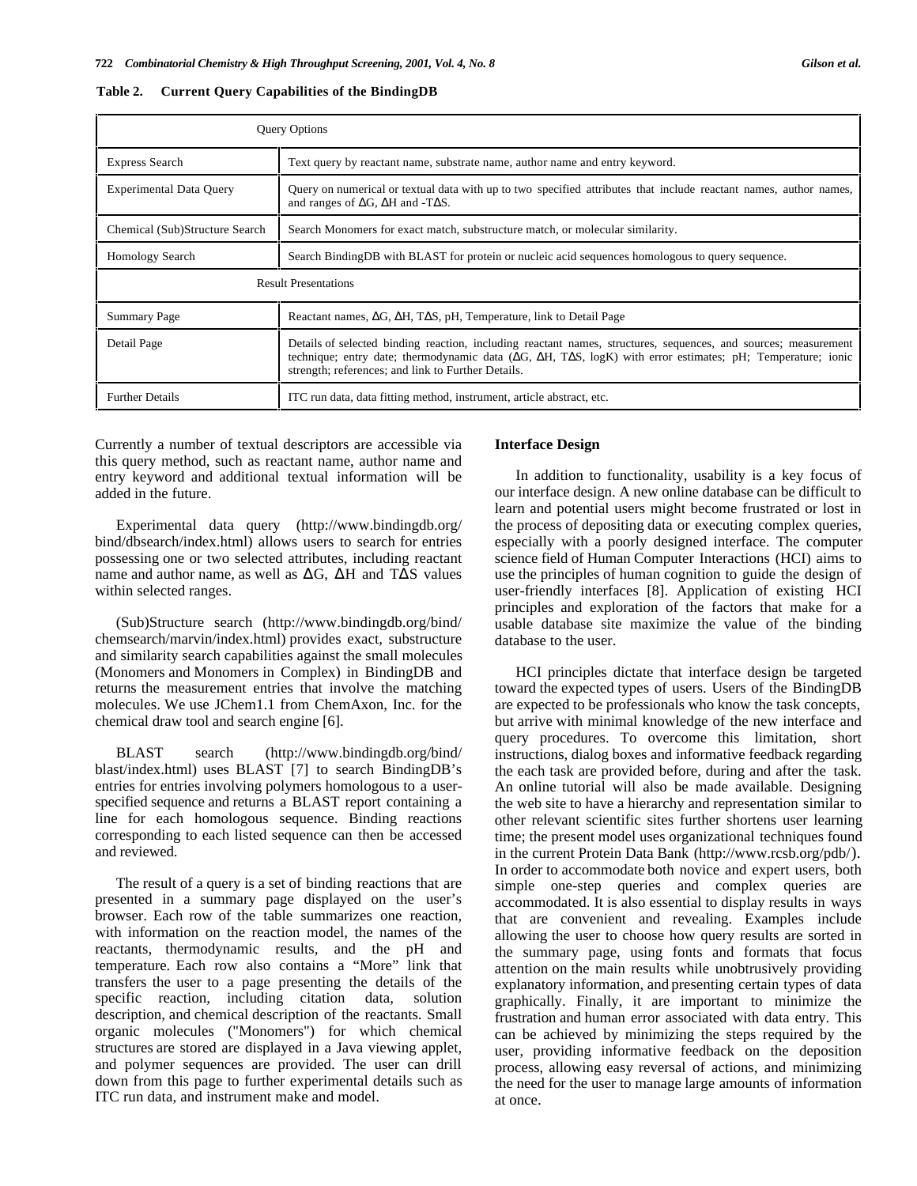**Table 2. Current Query Capabilities of the BindingDB**

| Query Options | |
|---|---|
| Express Search | Text query by reactant name, substrate name, author name and entry keyword. |
| Experimental Data Query | Query on numerical or textual data with up to two specified attributes that include reactant names, author names, and ranges of ΔG, ΔH and -TΔS. |
| Chemical (Sub)Structure Search | Search Monomers for exact match, substructure match, or molecular similarity. |
| Homology Search | Search BindingDB with BLAST for protein or nucleic acid sequences homologous to query sequence. |
| **Result Presentations** | |
| Summary Page | Reactant names, ΔG, ΔH, TΔS, pH, Temperature, link to Detail Page |
| Detail Page | Details of selected binding reaction, including reactant names, structures, sequences, and sources; measurement technique; entry date; thermodynamic data (ΔG, ΔH, TΔS, logK) with error estimates; pH; Temperature; ionic strength; references; and link to Further Details. |
| Further Details | ITC run data, data fitting method, instrument, article abstract, etc. |

Currently a number of textual descriptors are accessible via this query method, such as reactant name, author name and entry keyword and additional textual information will be added in the future.

Experimental data query (http://www.bindingdb.org/bind/dbsearch/index.html) allows users to search for entries possessing one or two selected attributes, including reactant name and author name, as well as ΔG, ΔH and TΔS values within selected ranges.

(Sub)Structure search (http://www.bindingdb.org/bind/chemsearch/marvin/index.html) provides exact, substructure and similarity search capabilities against the small molecules (Monomers and Monomers in Complex) in BindingDB and returns the measurement entries that involve the matching molecules. We use JChem1.1 from ChemAxon, Inc. for the chemical draw tool and search engine [6].

BLAST search (http://www.bindingdb.org/bind/blast/index.html) uses BLAST [7] to search BindingDB's entries for entries involving polymers homologous to a user-specified sequence and returns a BLAST report containing a line for each homologous sequence. Binding reactions corresponding to each listed sequence can then be accessed and reviewed.

The result of a query is a set of binding reactions that are presented in a summary page displayed on the user's browser. Each row of the table summarizes one reaction, with information on the reaction model, the names of the reactants, thermodynamic results, and the pH and temperature. Each row also contains a "More" link that transfers the user to a page presenting the details of the specific reaction, including citation data, solution description, and chemical description of the reactants. Small organic molecules ("Monomers") for which chemical structures are stored are displayed in a Java viewing applet, and polymer sequences are provided. The user can drill down from this page to further experimental details such as ITC run data, and instrument make and model.

### Interface Design

In addition to functionality, usability is a key focus of our interface design. A new online database can be difficult to learn and potential users might become frustrated or lost in the process of depositing data or executing complex queries, especially with a poorly designed interface. The computer science field of Human Computer Interactions (HCI) aims to use the principles of human cognition to guide the design of user-friendly interfaces [8]. Application of existing HCI principles and exploration of the factors that make for a usable database site maximize the value of the binding database to the user.

HCI principles dictate that interface design be targeted toward the expected types of users. Users of the BindingDB are expected to be professionals who know the task concepts, but arrive with minimal knowledge of the new interface and query procedures. To overcome this limitation, short instructions, dialog boxes and informative feedback regarding the each task are provided before, during and after the task. An online tutorial will also be made available. Designing the web site to have a hierarchy and representation similar to other relevant scientific sites further shortens user learning time; the present model uses organizational techniques found in the current Protein Data Bank (http://www.rcsb.org/pdb/). In order to accommodate both novice and expert users, both simple one-step queries and complex queries are accommodated. It is also essential to display results in ways that are convenient and revealing. Examples include allowing the user to choose how query results are sorted in the summary page, using fonts and formats that focus attention on the main results while unobtrusively providing explanatory information, and presenting certain types of data graphically. Finally, it are important to minimize the frustration and human error associated with data entry. This can be achieved by minimizing the steps required by the user, providing informative feedback on the deposition process, allowing easy reversal of actions, and minimizing the need for the user to manage large amounts of information at once.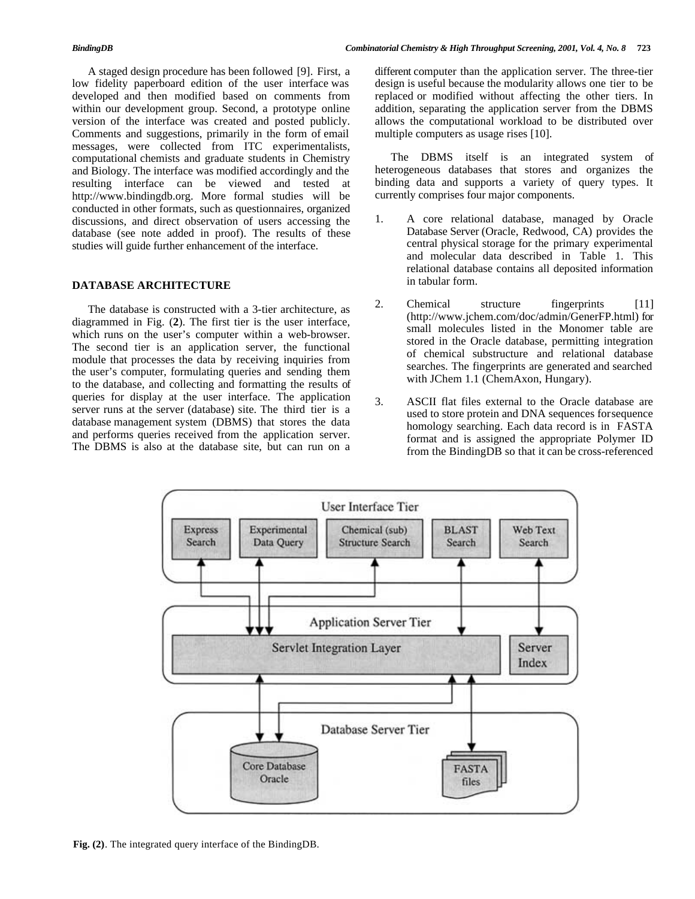A staged design procedure has been followed [9]. First, a low fidelity paperboard edition of the user interface was developed and then modified based on comments from within our development group. Second, a prototype online version of the interface was created and posted publicly. Comments and suggestions, primarily in the form of email messages, were collected from ITC experimentalists, computational chemists and graduate students in Chemistry and Biology. The interface was modified accordingly and the resulting interface can be viewed and tested at http://www.bindingdb.org. More formal studies will be conducted in other formats, such as questionnaires, organized discussions, and direct observation of users accessing the database (see note added in proof). The results of these studies will guide further enhancement of the interface.

## DATABASE ARCHITECTURE

The database is constructed with a 3-tier architecture, as diagrammed in Fig. (**2**). The first tier is the user interface, which runs on the user's computer within a web-browser. The second tier is an application server, the functional module that processes the data by receiving inquiries from the user's computer, formulating queries and sending them to the database, and collecting and formatting the results of queries for display at the user interface. The application server runs at the server (database) site. The third tier is a database management system (DBMS) that stores the data and performs queries received from the application server. The DBMS is also at the database site, but can run on a different computer than the application server. The three-tier design is useful because the modularity allows one tier to be replaced or modified without affecting the other tiers. In addition, separating the application server from the DBMS allows the computational workload to be distributed over multiple computers as usage rises [10].

The DBMS itself is an integrated system of heterogeneous databases that stores and organizes the binding data and supports a variety of query types. It currently comprises four major components.

1. A core relational database, managed by Oracle Database Server (Oracle, Redwood, CA) provides the central physical storage for the primary experimental and molecular data described in Table 1. This relational database contains all deposited information in tabular form.

2. Chemical structure fingerprints [11] (http://www.jchem.com/doc/admin/GenerFP.html) for small molecules listed in the Monomer table are stored in the Oracle database, permitting integration of chemical substructure and relational database searches. The fingerprints are generated and searched with JChem 1.1 (ChemAxon, Hungary).

3. ASCII flat files external to the Oracle database are used to store protein and DNA sequences for sequence homology searching. Each data record is in FASTA format and is assigned the appropriate Polymer ID from the BindingDB so that it can be cross-referenced

User Interface Tier: Express Search | Experimental Data Query | Chemical (sub) Structure Search | BLAST Search | Web Text Search

Application Server Tier: Servlet Integration Layer | Server Index

Database Server Tier: Core Database Oracle | FASTA files

**Fig. (2)**. The integrated query interface of the BindingDB.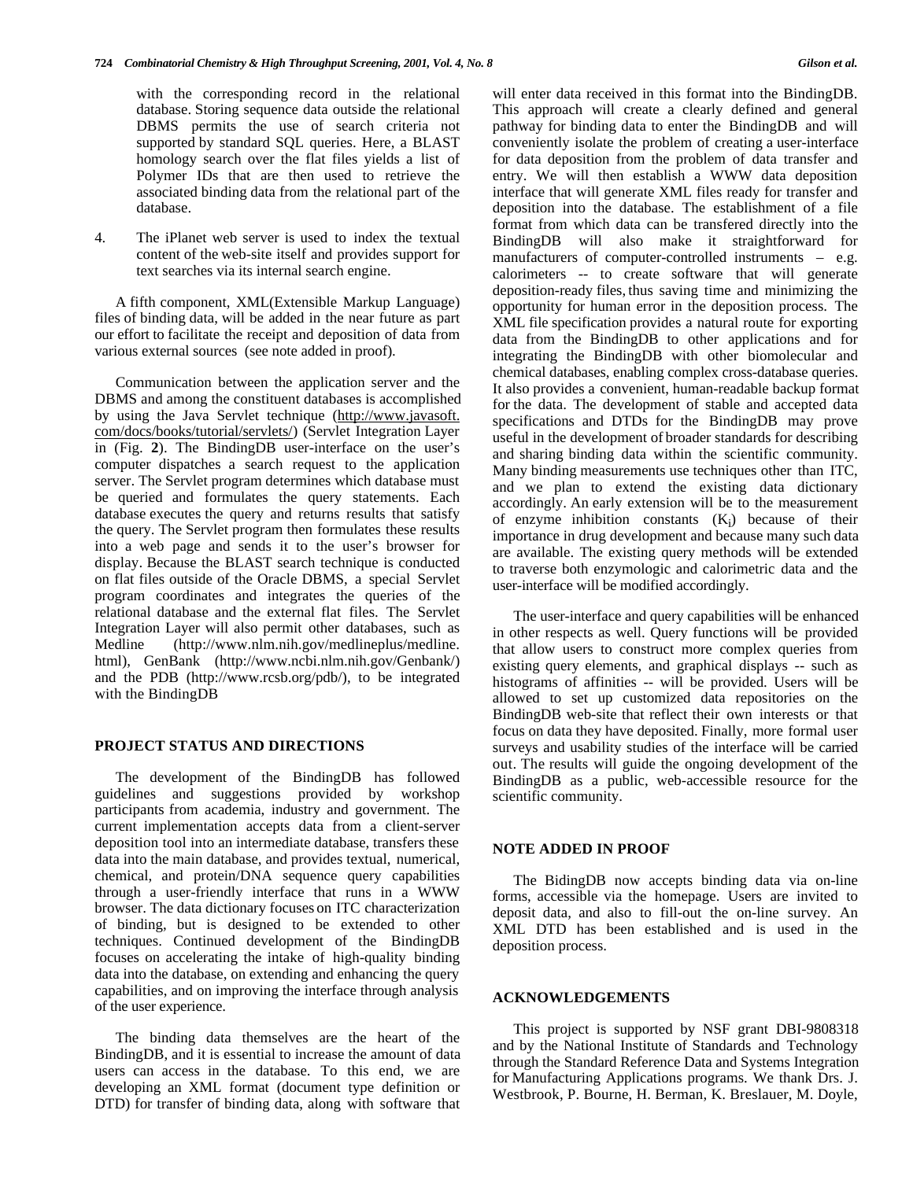with the corresponding record in the relational database. Storing sequence data outside the relational DBMS permits the use of search criteria not supported by standard SQL queries. Here, a BLAST homology search over the flat files yields a list of Polymer IDs that are then used to retrieve the associated binding data from the relational part of the database.

4. The iPlanet web server is used to index the textual content of the web-site itself and provides support for text searches via its internal search engine.

A fifth component, XML(Extensible Markup Language) files of binding data, will be added in the near future as part our effort to facilitate the receipt and deposition of data from various external sources (see note added in proof).

Communication between the application server and the DBMS and among the constituent databases is accomplished by using the Java Servlet technique (http://www.javasoft.com/docs/books/tutorial/servlets/) (Servlet Integration Layer in (Fig. **2**). The BindingDB user-interface on the user's computer dispatches a search request to the application server. The Servlet program determines which database must be queried and formulates the query statements. Each database executes the query and returns results that satisfy the query. The Servlet program then formulates these results into a web page and sends it to the user's browser for display. Because the BLAST search technique is conducted on flat files outside of the Oracle DBMS, a special Servlet program coordinates and integrates the queries of the relational database and the external flat files. The Servlet Integration Layer will also permit other databases, such as Medline (http://www.nlm.nih.gov/medlineplus/medline.html), GenBank (http://www.ncbi.nlm.nih.gov/Genbank/) and the PDB (http://www.rcsb.org/pdb/), to be integrated with the BindingDB

## PROJECT STATUS AND DIRECTIONS

The development of the BindingDB has followed guidelines and suggestions provided by workshop participants from academia, industry and government. The current implementation accepts data from a client-server deposition tool into an intermediate database, transfers these data into the main database, and provides textual, numerical, chemical, and protein/DNA sequence query capabilities through a user-friendly interface that runs in a WWW browser. The data dictionary focuses on ITC characterization of binding, but is designed to be extended to other techniques. Continued development of the BindingDB focuses on accelerating the intake of high-quality binding data into the database, on extending and enhancing the query capabilities, and on improving the interface through analysis of the user experience.

The binding data themselves are the heart of the BindingDB, and it is essential to increase the amount of data users can access in the database. To this end, we are developing an XML format (document type definition or DTD) for transfer of binding data, along with software that will enter data received in this format into the BindingDB. This approach will create a clearly defined and general pathway for binding data to enter the BindingDB and will conveniently isolate the problem of creating a user-interface for data deposition from the problem of data transfer and entry. We will then establish a WWW data deposition interface that will generate XML files ready for transfer and deposition into the database. The establishment of a file format from which data can be transfered directly into the BindingDB will also make it straightforward for manufacturers of computer-controlled instruments – e.g. calorimeters -- to create software that will generate deposition-ready files, thus saving time and minimizing the opportunity for human error in the deposition process. The XML file specification provides a natural route for exporting data from the BindingDB to other applications and for integrating the BindingDB with other biomolecular and chemical databases, enabling complex cross-database queries. It also provides a convenient, human-readable backup format for the data. The development of stable and accepted data specifications and DTDs for the BindingDB may prove useful in the development of broader standards for describing and sharing binding data within the scientific community. Many binding measurements use techniques other than ITC, and we plan to extend the existing data dictionary accordingly. An early extension will be to the measurement of enzyme inhibition constants ($K_i$) because of their importance in drug development and because many such data are available. The existing query methods will be extended to traverse both enzymologic and calorimetric data and the user-interface will be modified accordingly.

The user-interface and query capabilities will be enhanced in other respects as well. Query functions will be provided that allow users to construct more complex queries from existing query elements, and graphical displays -- such as histograms of affinities -- will be provided. Users will be allowed to set up customized data repositories on the BindingDB web-site that reflect their own interests or that focus on data they have deposited. Finally, more formal user surveys and usability studies of the interface will be carried out. The results will guide the ongoing development of the BindingDB as a public, web-accessible resource for the scientific community.

## NOTE ADDED IN PROOF

The BidingDB now accepts binding data via on-line forms, accessible via the homepage. Users are invited to deposit data, and also to fill-out the on-line survey. An XML DTD has been established and is used in the deposition process.

## ACKNOWLEDGEMENTS

This project is supported by NSF grant DBI-9808318 and by the National Institute of Standards and Technology through the Standard Reference Data and Systems Integration for Manufacturing Applications programs. We thank Drs. J. Westbrook, P. Bourne, H. Berman, K. Breslauer, M. Doyle,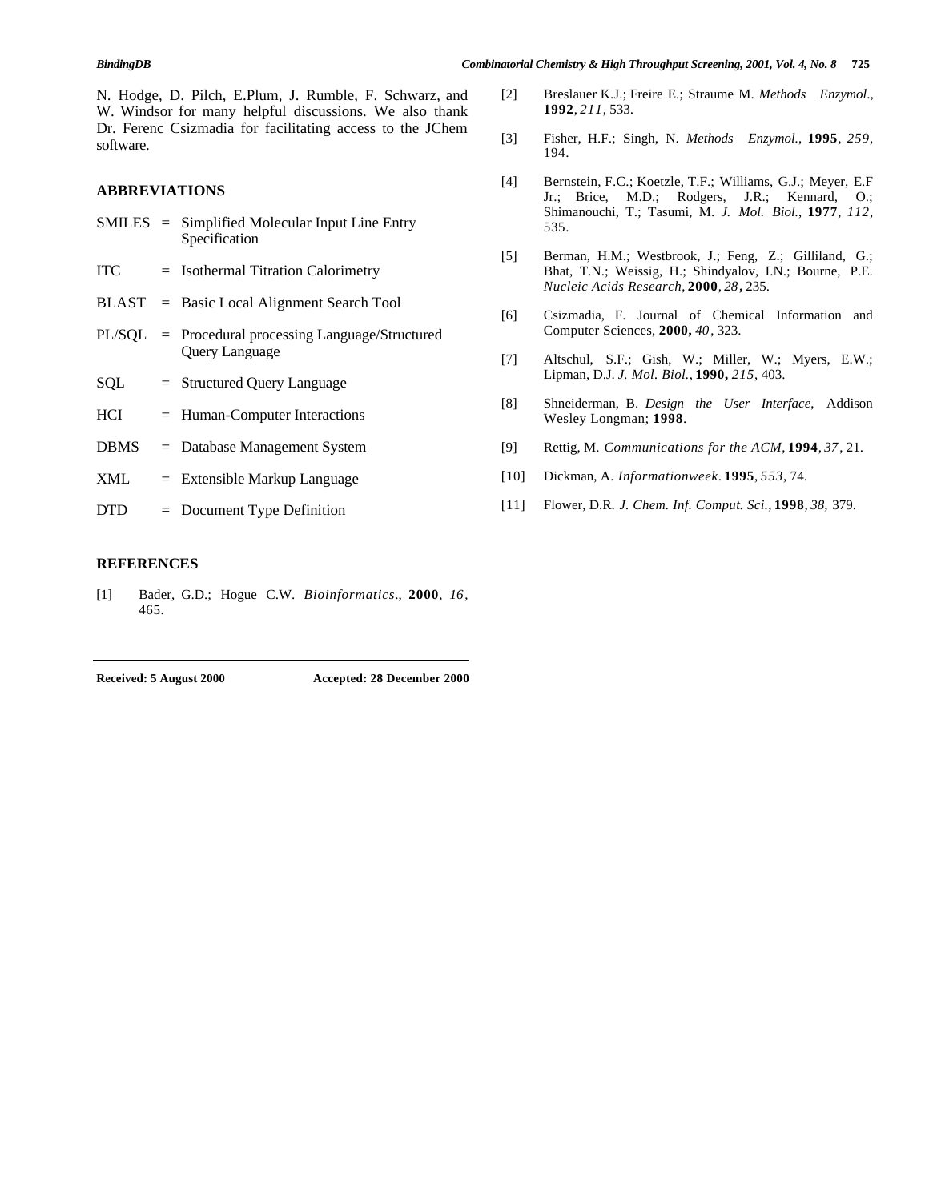N. Hodge, D. Pilch, E.Plum, J. Rumble, F. Schwarz, and W. Windsor for many helpful discussions. We also thank Dr. Ferenc Csizmadia for facilitating access to the JChem software.

## ABBREVIATIONS

SMILES = Simplified Molecular Input Line Entry Specification

ITC = Isothermal Titration Calorimetry

BLAST = Basic Local Alignment Search Tool

PL/SQL = Procedural processing Language/Structured Query Language

SQL = Structured Query Language

HCI = Human-Computer Interactions

DBMS = Database Management System

XML = Extensible Markup Language

DTD = Document Type Definition

## REFERENCES

[1] Bader, G.D.; Hogue C.W. *Bioinformatics*., **2000**, *16*, 465.

[2] Breslauer K.J.; Freire E.; Straume M. *Methods Enzymol*., **1992**, *211*, 533.

[3] Fisher, H.F.; Singh, N. *Methods Enzymol.*, **1995**, *259*, 194.

[4] Bernstein, F.C.; Koetzle, T.F.; Williams, G.J.; Meyer, E.F Jr.; Brice, M.D.; Rodgers, J.R.; Kennard, O.; Shimanouchi, T.; Tasumi, M. *J. Mol. Biol.*, **1977**, *112*, 535.

[5] Berman, H.M.; Westbrook, J.; Feng, Z.; Gilliland, G.; Bhat, T.N.; Weissig, H.; Shindyalov, I.N.; Bourne, P.E. *Nucleic Acids Research*, **2000**, *28***,** 235.

[6] Csizmadia, F. Journal of Chemical Information and Computer Sciences, **2000,** *40*, 323.

[7] Altschul, S.F.; Gish, W.; Miller, W.; Myers, E.W.; Lipman, D.J. *J. Mol. Biol.*, **1990,** *215*, 403.

[8] Shneiderman, B. *Design the User Interface*, Addison Wesley Longman; **1998**.

[9] Rettig, M. *Communications for the ACM*, **1994**, *37*, 21.

[10] Dickman, A. *Informationweek*. **1995**, *553*, 74.

[11] Flower, D.R. *J. Chem. Inf. Comput. Sci.*, **1998**, *38*, 379.

**Received: 5 August 2000** **Accepted: 28 December 2000**